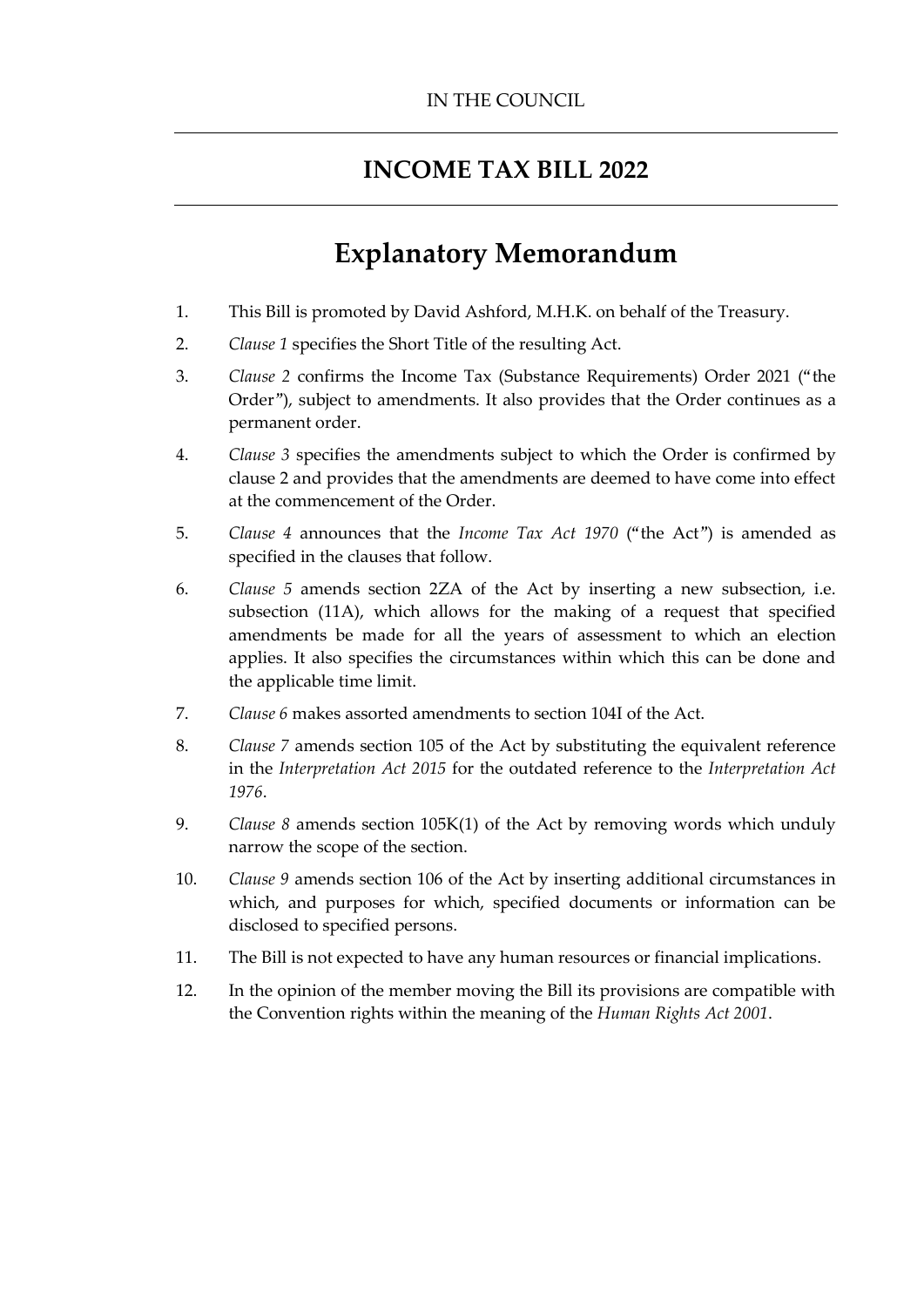IN THE COUNCIL

# INCOME TAX BILL 2022

## Explanatory Memorandum

1. This Bill is promoted by David Ashford, M.H.K. on behalf of the Treasury.
2. *Clause 1* specifies the Short Title of the resulting Act.
3. *Clause 2* confirms the Income Tax (Substance Requirements) Order 2021 ("the Order"), subject to amendments. It also provides that the Order continues as a permanent order.
4. *Clause 3* specifies the amendments subject to which the Order is confirmed by clause 2 and provides that the amendments are deemed to have come into effect at the commencement of the Order.
5. *Clause 4* announces that the *Income Tax Act 1970* ("the Act") is amended as specified in the clauses that follow.
6. *Clause 5* amends section 2ZA of the Act by inserting a new subsection, i.e. subsection (11A), which allows for the making of a request that specified amendments be made for all the years of assessment to which an election applies. It also specifies the circumstances within which this can be done and the applicable time limit.
7. *Clause 6* makes assorted amendments to section 104I of the Act.
8. *Clause 7* amends section 105 of the Act by substituting the equivalent reference in the *Interpretation Act 2015* for the outdated reference to the *Interpretation Act 1976*.
9. *Clause 8* amends section 105K(1) of the Act by removing words which unduly narrow the scope of the section.
10. *Clause 9* amends section 106 of the Act by inserting additional circumstances in which, and purposes for which, specified documents or information can be disclosed to specified persons.
11. The Bill is not expected to have any human resources or financial implications.
12. In the opinion of the member moving the Bill its provisions are compatible with the Convention rights within the meaning of the *Human Rights Act 2001*.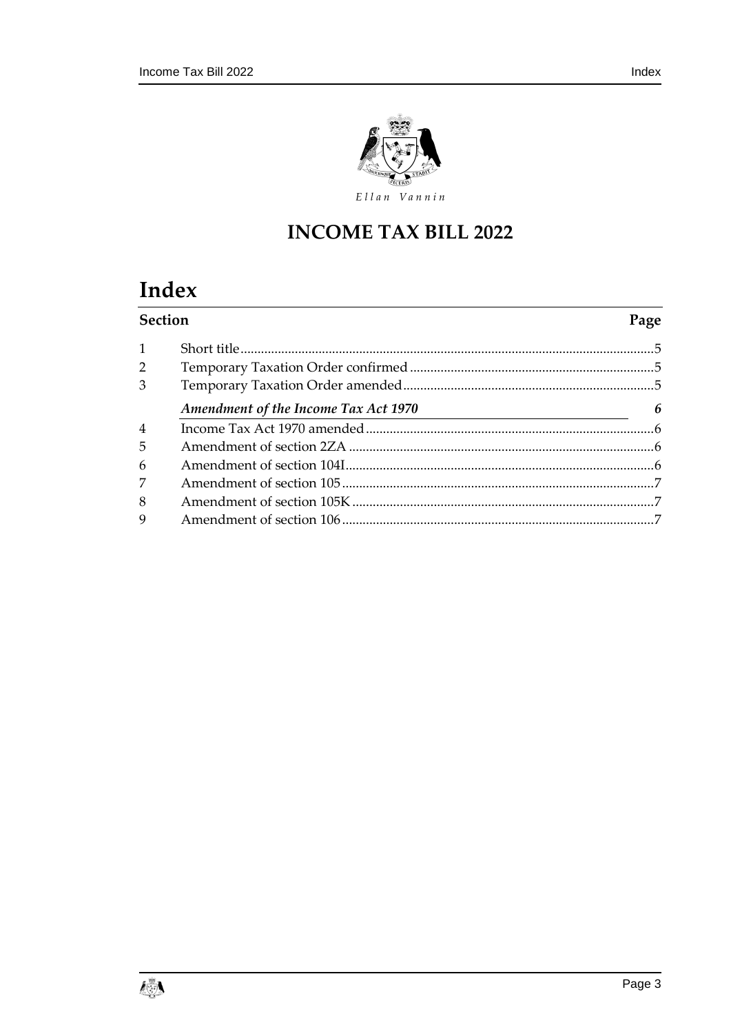Ellan Vannin

# INCOME TAX BILL 2022

## Index

| Section | | Page |
|---|---|---|
| 1 | Short title | 5 |
| 2 | Temporary Taxation Order confirmed | 5 |
| 3 | Temporary Taxation Order amended | 5 |
| | ***Amendment of the Income Tax Act 1970*** | ***6*** |
| 4 | Income Tax Act 1970 amended | 6 |
| 5 | Amendment of section 2ZA | 6 |
| 6 | Amendment of section 104I | 6 |
| 7 | Amendment of section 105 | 7 |
| 8 | Amendment of section 105K | 7 |
| 9 | Amendment of section 106 | 7 |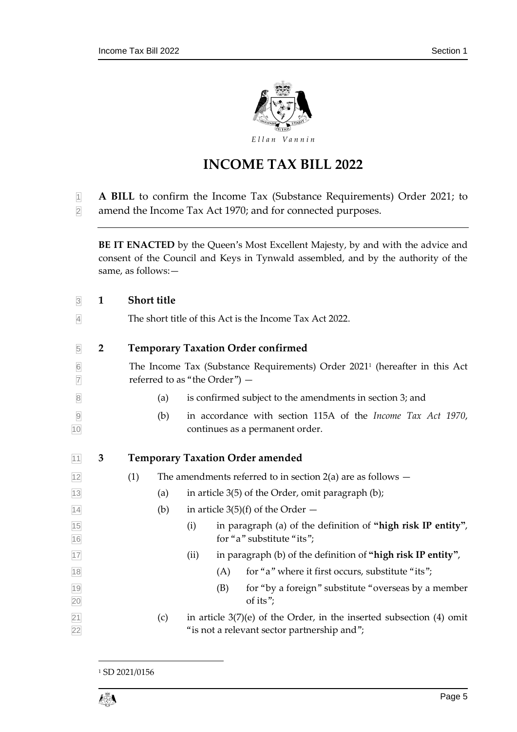*Ellan Vannin*

# INCOME TAX BILL 2022

**A BILL** to confirm the Income Tax (Substance Requirements) Order 2021; to amend the Income Tax Act 1970; and for connected purposes.

**BE IT ENACTED** by the Queen's Most Excellent Majesty, by and with the advice and consent of the Council and Keys in Tynwald assembled, and by the authority of the same, as follows:—

## 1 Short title

The short title of this Act is the Income Tax Act 2022.

## 2 Temporary Taxation Order confirmed

The Income Tax (Substance Requirements) Order 2021[1] (hereafter in this Act referred to as "the Order") —

(a) is confirmed subject to the amendments in section 3; and

(b) in accordance with section 115A of the *Income Tax Act 1970*, continues as a permanent order.

## 3 Temporary Taxation Order amended

(1) The amendments referred to in section 2(a) are as follows —

(a) in article 3(5) of the Order, omit paragraph (b);

(b) in article 3(5)(f) of the Order —

(i) in paragraph (a) of the definition of **"high risk IP entity"**, for "a" substitute "its";

(ii) in paragraph (b) of the definition of **"high risk IP entity"**,

(A) for "a" where it first occurs, substitute "its";

(B) for "by a foreign" substitute "overseas by a member of its";

(c) in article 3(7)(e) of the Order, in the inserted subsection (4) omit "is not a relevant sector partnership and";

---

[1] SD 2021/0156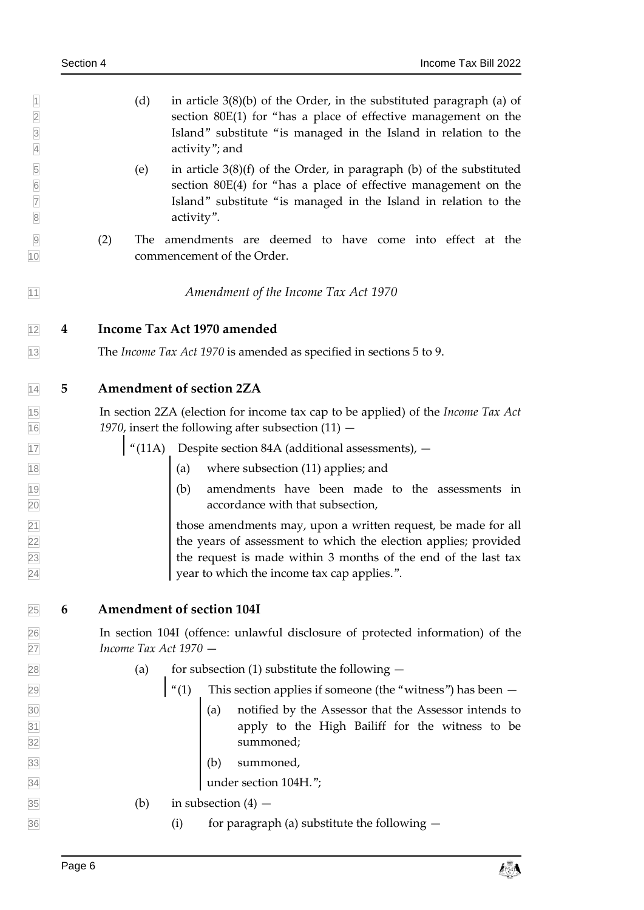(d) in article 3(8)(b) of the Order, in the substituted paragraph (a) of section 80E(1) for "has a place of effective management on the Island" substitute "is managed in the Island in relation to the activity"; and

(e) in article 3(8)(f) of the Order, in paragraph (b) of the substituted section 80E(4) for "has a place of effective management on the Island" substitute "is managed in the Island in relation to the activity".

(2) The amendments are deemed to have come into effect at the commencement of the Order.

*Amendment of the Income Tax Act 1970*

## 4 Income Tax Act 1970 amended

The *Income Tax Act 1970* is amended as specified in sections 5 to 9.

## 5 Amendment of section 2ZA

In section 2ZA (election for income tax cap to be applied) of the *Income Tax Act 1970*, insert the following after subsection (11) —

> "(11A) Despite section 84A (additional assessments), —
>
> (a) where subsection (11) applies; and
>
> (b) amendments have been made to the assessments in accordance with that subsection,
>
> those amendments may, upon a written request, be made for all the years of assessment to which the election applies; provided the request is made within 3 months of the end of the last tax year to which the income tax cap applies.".

## 6 Amendment of section 104I

In section 104I (offence: unlawful disclosure of protected information) of the *Income Tax Act 1970* —

(a) for subsection (1) substitute the following —

> "(1) This section applies if someone (the "witness") has been —
>
> (a) notified by the Assessor that the Assessor intends to apply to the High Bailiff for the witness to be summoned;
>
> (b) summoned,
>
> under section 104H.";

(b) in subsection (4) —

(i) for paragraph (a) substitute the following —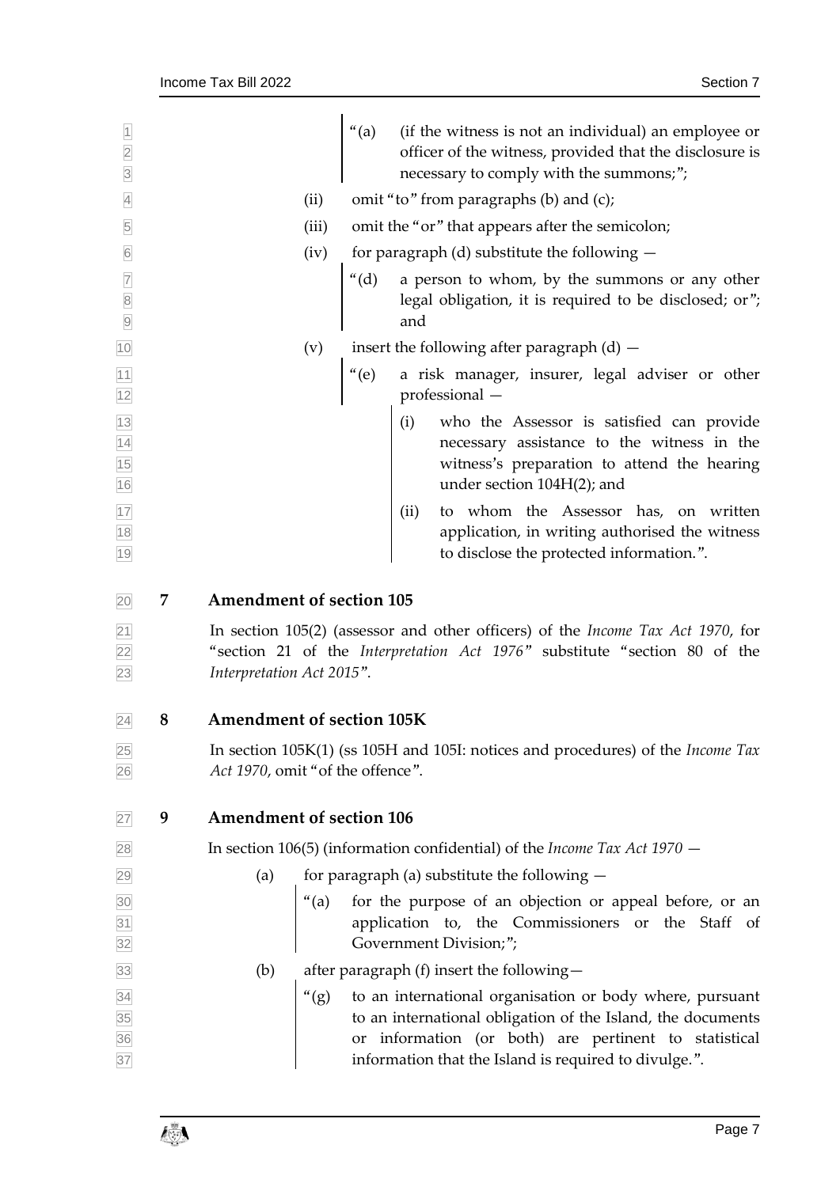"(a) (if the witness is not an individual) an employee or officer of the witness, provided that the disclosure is necessary to comply with the summons;";

(ii) omit "to" from paragraphs (b) and (c);

(iii) omit the "or" that appears after the semicolon;

(iv) for paragraph (d) substitute the following —

"(d) a person to whom, by the summons or any other legal obligation, it is required to be disclosed; or"; and

(v) insert the following after paragraph (d) —

"(e) a risk manager, insurer, legal adviser or other professional —

(i) who the Assessor is satisfied can provide necessary assistance to the witness in the witness's preparation to attend the hearing under section 104H(2); and

(ii) to whom the Assessor has, on written application, in writing authorised the witness to disclose the protected information.".

## 7 Amendment of section 105

In section 105(2) (assessor and other officers) of the *Income Tax Act 1970*, for "section 21 of the *Interpretation Act 1976*" substitute "section 80 of the *Interpretation Act 2015*".

## 8 Amendment of section 105K

In section 105K(1) (ss 105H and 105I: notices and procedures) of the *Income Tax Act 1970*, omit "of the offence".

## 9 Amendment of section 106

In section 106(5) (information confidential) of the *Income Tax Act 1970* —

(a) for paragraph (a) substitute the following —

"(a) for the purpose of an objection or appeal before, or an application to, the Commissioners or the Staff of Government Division;";

(b) after paragraph (f) insert the following—

"(g) to an international organisation or body where, pursuant to an international obligation of the Island, the documents or information (or both) are pertinent to statistical information that the Island is required to divulge.".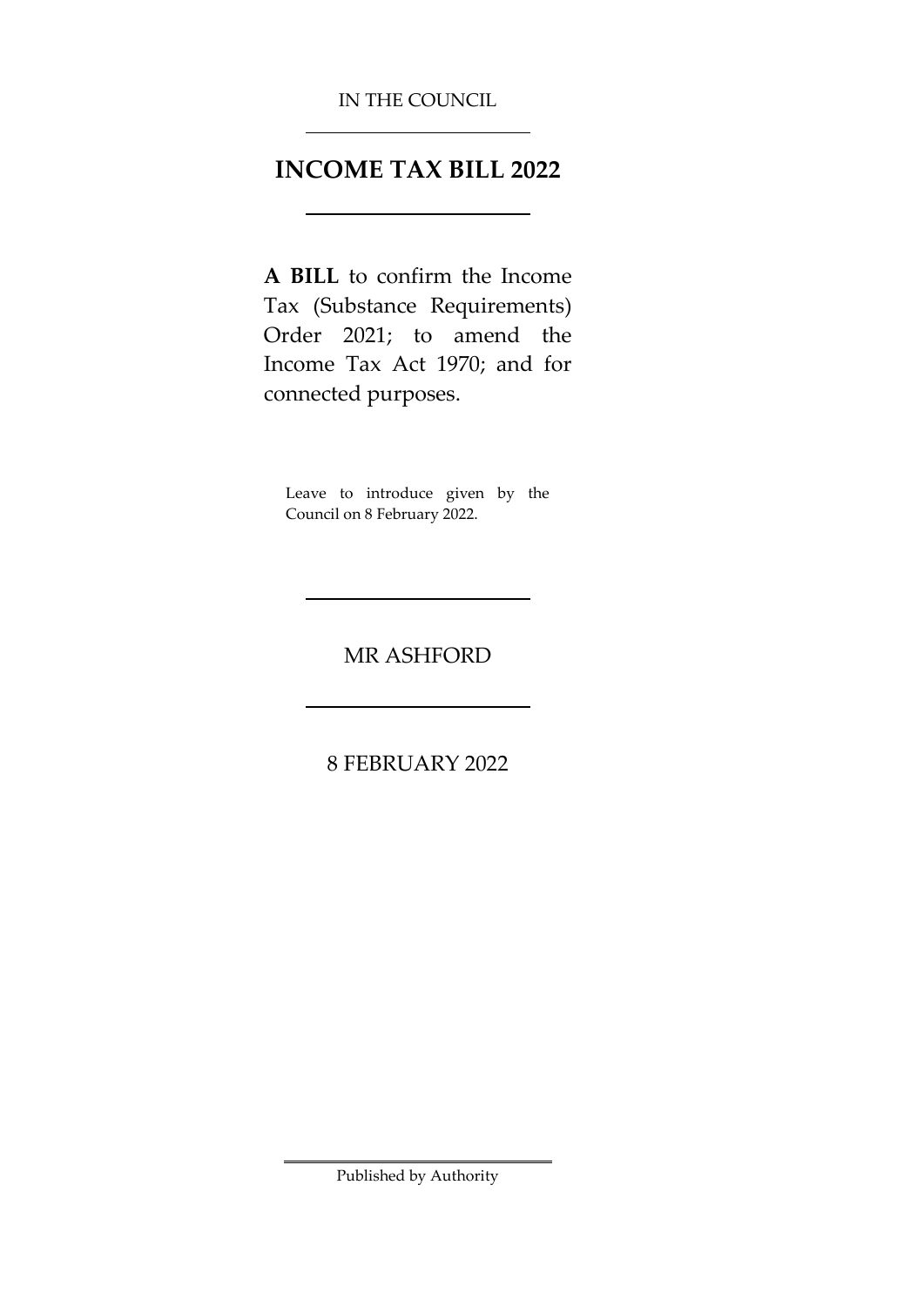IN THE COUNCIL

# INCOME TAX BILL 2022

**A BILL** to confirm the Income Tax (Substance Requirements) Order 2021; to amend the Income Tax Act 1970; and for connected purposes.

Leave to introduce given by the Council on 8 February 2022.

MR ASHFORD

8 FEBRUARY 2022

Published by Authority